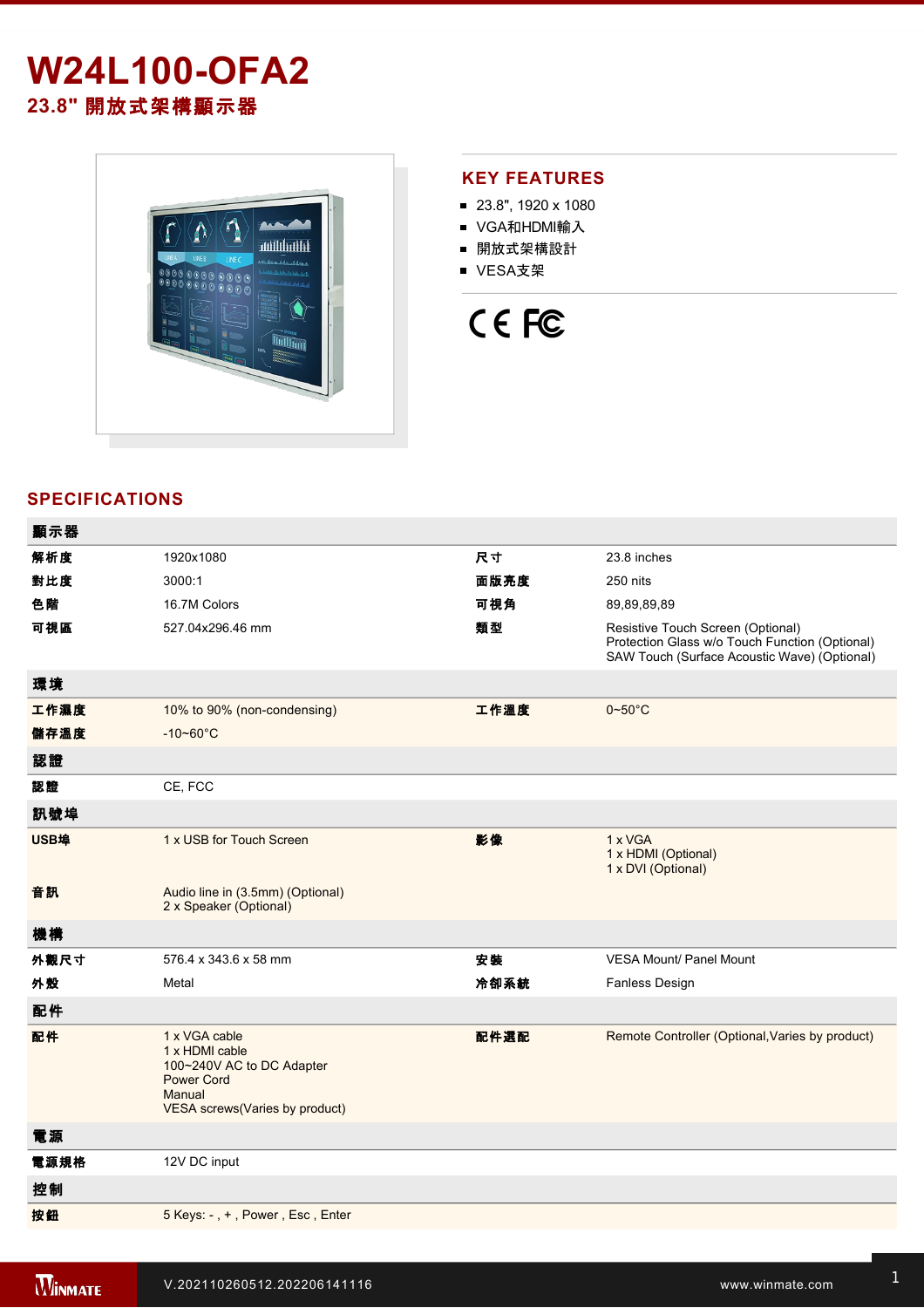# W24L100-OFA2

## 23.8" 開放式架構顯示器

## KEY FEATURES

- 23.8", 1920 x 1080
- VGA和HDMI輸入
- 開放式架構設計
- VESA支架

## SPECIFICATIONS

| 顯示器 | | | |
|---|---|---|---|
| 解析度 | 1920x1080 | 尺寸 | 23.8 inches |
| 對比度 | 3000:1 | 面版亮度 | 250 nits |
| 色階 | 16.7M Colors | 可視角 | 89,89,89,89 |
| 可視區 | 527.04x296.46 mm | 類型 | Resistive Touch Screen (Optional)<br>Protection Glass w/o Touch Function (Optional)<br>SAW Touch (Surface Acoustic Wave) (Optional) |
| **環境** | | | |
| 工作濕度 | 10% to 90% (non-condensing) | 工作溫度 | 0~50°C |
| 儲存溫度 | -10~60°C | | |
| **認證** | | | |
| 認證 | CE, FCC | | |
| **訊號埠** | | | |
| USB埠 | 1 x USB for Touch Screen | 影像 | 1 x VGA<br>1 x HDMI (Optional)<br>1 x DVI (Optional) |
| 音訊 | Audio line in (3.5mm) (Optional)<br>2 x Speaker (Optional) | | |
| **機構** | | | |
| 外觀尺寸 | 576.4 x 343.6 x 58 mm | 安裝 | VESA Mount/ Panel Mount |
| 外殼 | Metal | 冷卻系統 | Fanless Design |
| **配件** | | | |
| 配件 | 1 x VGA cable<br>1 x HDMI cable<br>100~240V AC to DC Adapter<br>Power Cord<br>Manual<br>VESA screws(Varies by product) | 配件選配 | Remote Controller (Optional,Varies by product) |
| **電源** | | | |
| 電源規格 | 12V DC input | | |
| **控制** | | | |
| 按鈕 | 5 Keys: - , + , Power , Esc , Enter | | |

V.202110260512.202206141116

www.winmate.com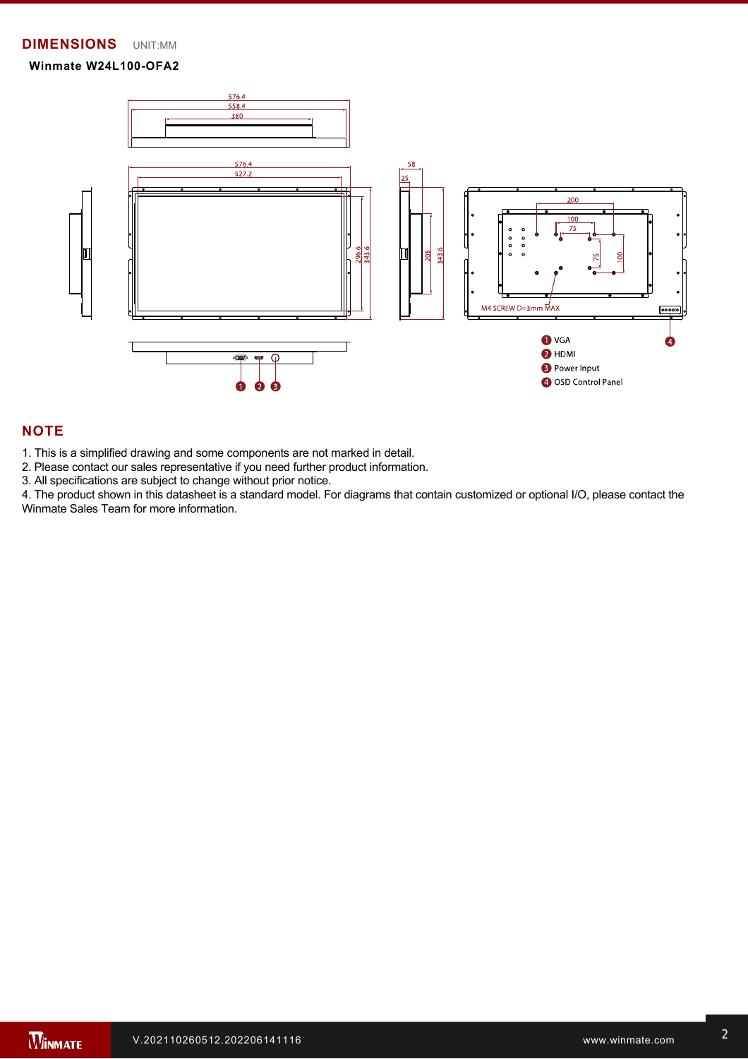## DIMENSIONS UNIT:MM

**Winmate W24L100-OFA2**

576.4
558.4
380

576.4
527.2

58
25

296.6
343.6

208
343.6

200
100
75
75
100

M4 SCREW D=3mm MAX

1 VGA
2 HDMI
3 Power Input
4 OSD Control Panel

## NOTE

1. This is a simplified drawing and some components are not marked in detail.
2. Please contact our sales representative if you need further product information.
3. All specifications are subject to change without prior notice.
4. The product shown in this datasheet is a standard model. For diagrams that contain customized or optional I/O, please contact the Winmate Sales Team for more information.